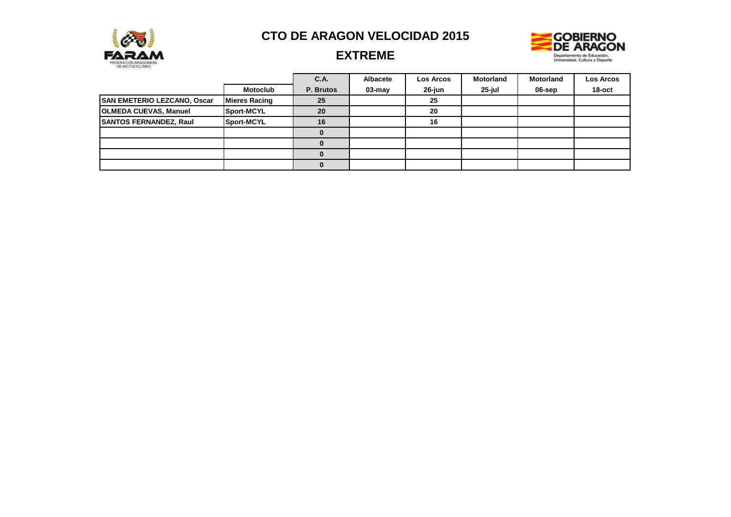# CTO DE ARAGON VELOCIDAD 2015

## EXTREME

| | | C.A. | Albacete | Los Arcos | Motorland | Motorland | Los Arcos |
|---|---|---|---|---|---|---|---|
| | **Motoclub** | **P. Brutos** | **03-may** | **26-jun** | **25-jul** | **06-sep** | **18-oct** |
| **SAN EMETERIO LEZCANO, Oscar** | **Mieres Racing** | **25** | | **25** | | | |
| **OLMEDA CUEVAS, Manuel** | **Sport-MCYL** | **20** | | **20** | | | |
| **SANTOS FERNANDEZ, Raul** | **Sport-MCYL** | **16** | | **16** | | | |
| | | **0** | | | | | |
| | | **0** | | | | | |
| | | **0** | | | | | |
| | | **0** | | | | | |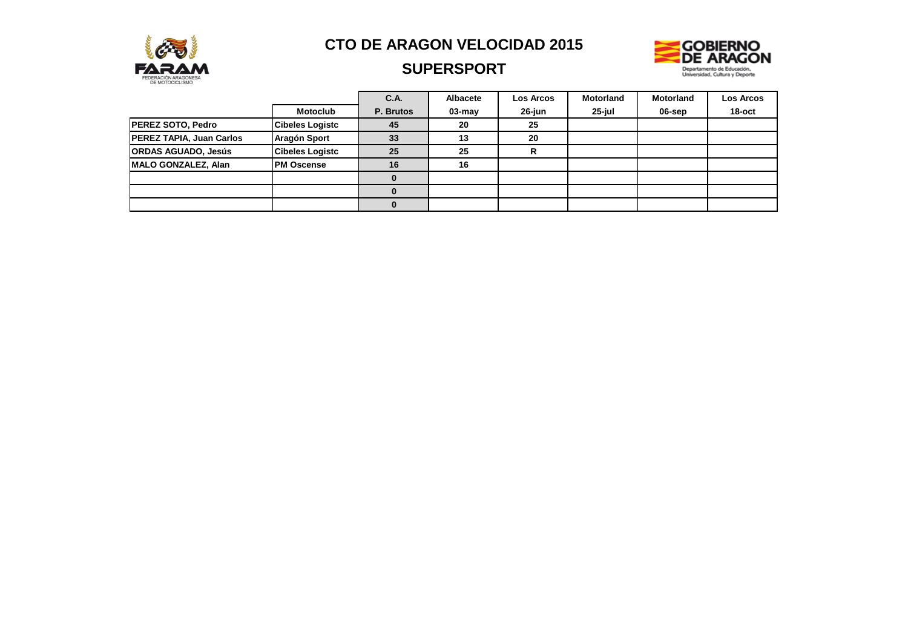# CTO DE ARAGON VELOCIDAD 2015

## SUPERSPORT

| | Motoclub | C.A. P. Brutos | Albacete 03-may | Los Arcos 26-jun | Motorland 25-jul | Motorland 06-sep | Los Arcos 18-oct |
|---|---|---|---|---|---|---|---|
| **PEREZ SOTO, Pedro** | **Cibeles Logistc** | **45** | **20** | **25** | | | |
| **PEREZ TAPIA, Juan Carlos** | **Aragón Sport** | **33** | **13** | **20** | | | |
| **ORDAS AGUADO, Jesús** | **Cibeles Logistc** | **25** | **25** | **R** | | | |
| **MALO GONZALEZ, Alan** | **PM Oscense** | **16** | **16** | | | | |
| | | **0** | | | | | |
| | | **0** | | | | | |
| | | **0** | | | | | |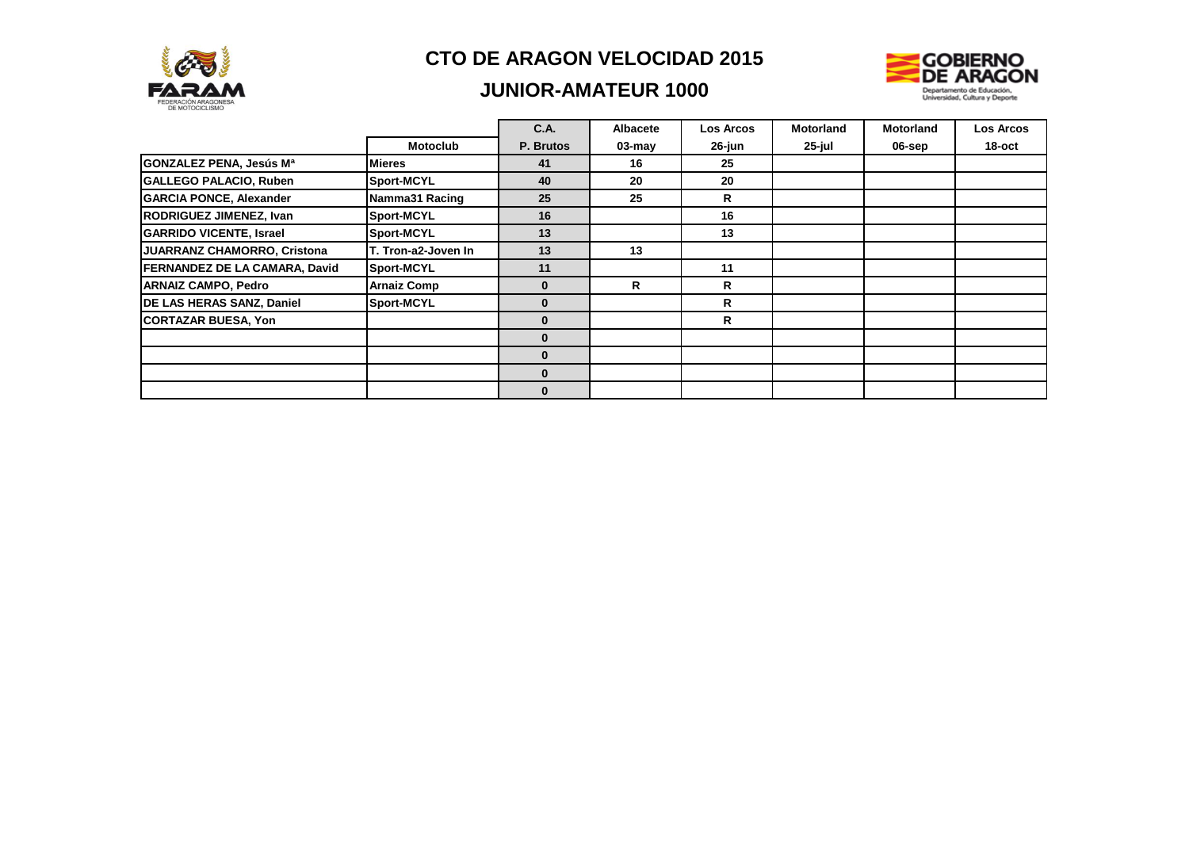# CTO DE ARAGON VELOCIDAD 2015

## JUNIOR-AMATEUR 1000

| | | C.A. | Albacete | Los Arcos | Motorland | Motorland | Los Arcos |
|---|---|---|---|---|---|---|---|
| | Motoclub | P. Brutos | 03-may | 26-jun | 25-jul | 06-sep | 18-oct |
| GONZALEZ PENA, Jesús Mª | Mieres | 41 | 16 | 25 | | | |
| GALLEGO PALACIO, Ruben | Sport-MCYL | 40 | 20 | 20 | | | |
| GARCIA PONCE, Alexander | Namma31 Racing | 25 | 25 | R | | | |
| RODRIGUEZ JIMENEZ, Ivan | Sport-MCYL | 16 | | 16 | | | |
| GARRIDO VICENTE, Israel | Sport-MCYL | 13 | | 13 | | | |
| JUARRANZ CHAMORRO, Cristona | T. Tron-a2-Joven In | 13 | 13 | | | | |
| FERNANDEZ DE LA CAMARA, David | Sport-MCYL | 11 | | 11 | | | |
| ARNAIZ CAMPO, Pedro | Arnaiz Comp | 0 | R | R | | | |
| DE LAS HERAS SANZ, Daniel | Sport-MCYL | 0 | | R | | | |
| CORTAZAR BUESA, Yon | | 0 | | R | | | |
| | | 0 | | | | | |
| | | 0 | | | | | |
| | | 0 | | | | | |
| | | 0 | | | | | |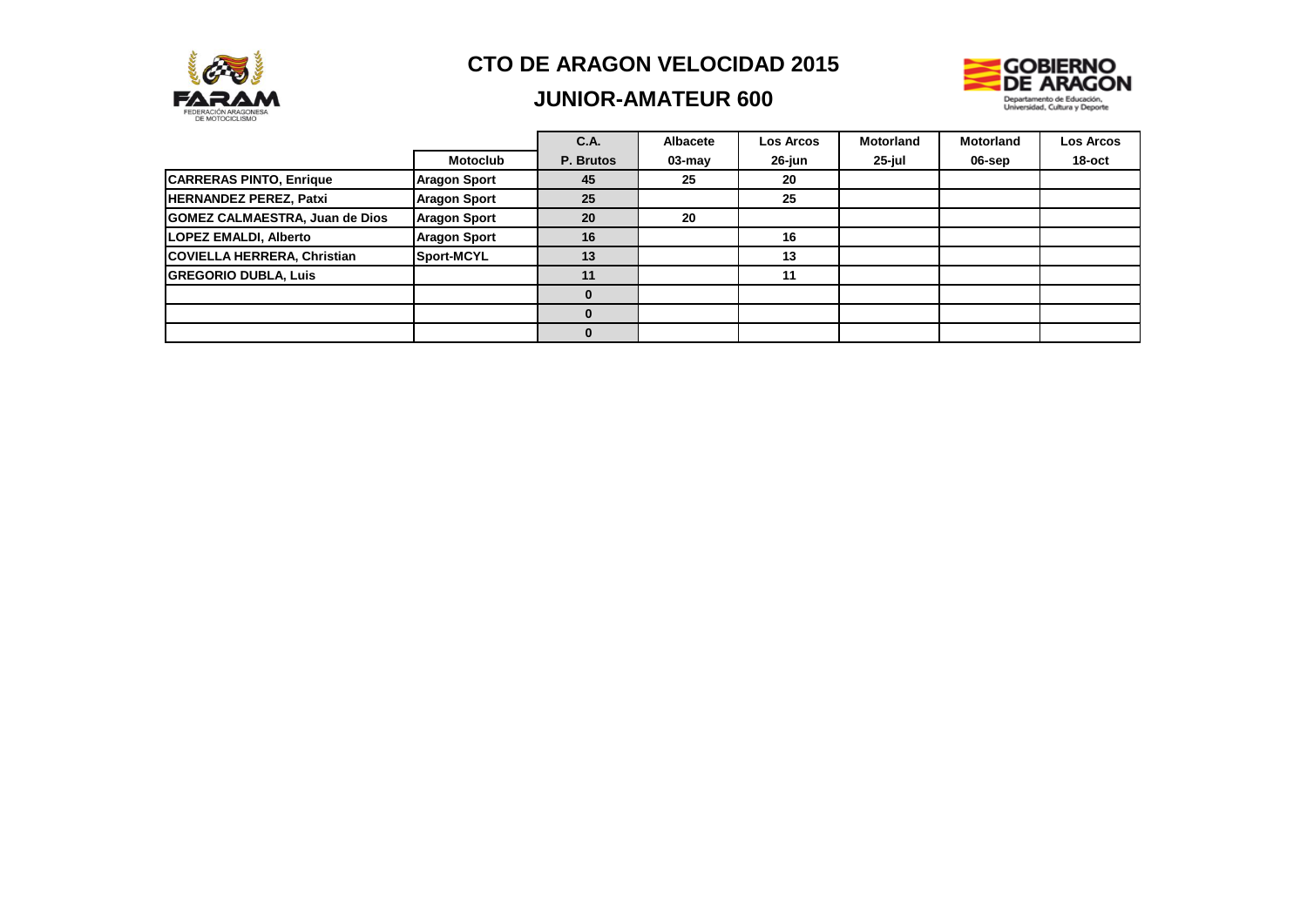# CTO DE ARAGON VELOCIDAD 2015

## JUNIOR-AMATEUR 600

| | | C.A. | Albacete | Los Arcos | Motorland | Motorland | Los Arcos |
|---|---|---|---|---|---|---|---|
| | Motoclub | P. Brutos | 03-may | 26-jun | 25-jul | 06-sep | 18-oct |
| CARRERAS PINTO, Enrique | Aragon Sport | 45 | 25 | 20 | | | |
| HERNANDEZ PEREZ, Patxi | Aragon Sport | 25 | | 25 | | | |
| GOMEZ CALMAESTRA, Juan de Dios | Aragon Sport | 20 | 20 | | | | |
| LOPEZ EMALDI, Alberto | Aragon Sport | 16 | | 16 | | | |
| COVIELLA HERRERA, Christian | Sport-MCYL | 13 | | 13 | | | |
| GREGORIO DUBLA, Luis | | 11 | | 11 | | | |
| | | 0 | | | | | |
| | | 0 | | | | | |
| | | 0 | | | | | |